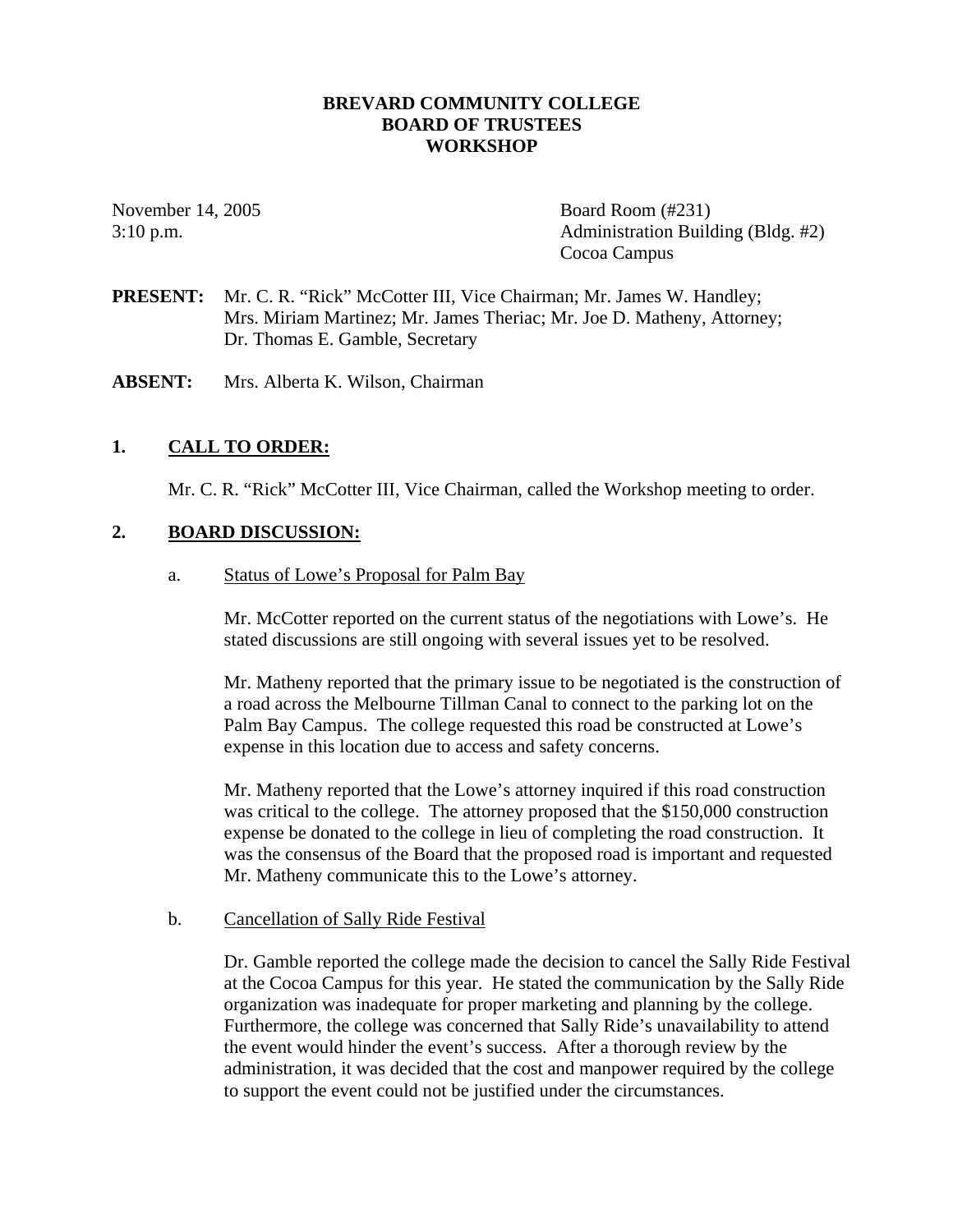# BREVARD COMMUNITY COLLEGE
## BOARD OF TRUSTEES
## WORKSHOP

November 14, 2005
3:10 p.m.

Board Room (#231)
Administration Building (Bldg. #2)
Cocoa Campus

**PRESENT:** Mr. C. R. "Rick" McCotter III, Vice Chairman; Mr. James W. Handley; Mrs. Miriam Martinez; Mr. James Theriac; Mr. Joe D. Matheny, Attorney; Dr. Thomas E. Gamble, Secretary

**ABSENT:** Mrs. Alberta K. Wilson, Chairman

## 1. CALL TO ORDER:

Mr. C. R. "Rick" McCotter III, Vice Chairman, called the Workshop meeting to order.

## 2. BOARD DISCUSSION:

a. Status of Lowe's Proposal for Palm Bay

Mr. McCotter reported on the current status of the negotiations with Lowe's. He stated discussions are still ongoing with several issues yet to be resolved.

Mr. Matheny reported that the primary issue to be negotiated is the construction of a road across the Melbourne Tillman Canal to connect to the parking lot on the Palm Bay Campus. The college requested this road be constructed at Lowe's expense in this location due to access and safety concerns.

Mr. Matheny reported that the Lowe's attorney inquired if this road construction was critical to the college. The attorney proposed that the $150,000 construction expense be donated to the college in lieu of completing the road construction. It was the consensus of the Board that the proposed road is important and requested Mr. Matheny communicate this to the Lowe's attorney.

b. Cancellation of Sally Ride Festival

Dr. Gamble reported the college made the decision to cancel the Sally Ride Festival at the Cocoa Campus for this year. He stated the communication by the Sally Ride organization was inadequate for proper marketing and planning by the college. Furthermore, the college was concerned that Sally Ride's unavailability to attend the event would hinder the event's success. After a thorough review by the administration, it was decided that the cost and manpower required by the college to support the event could not be justified under the circumstances.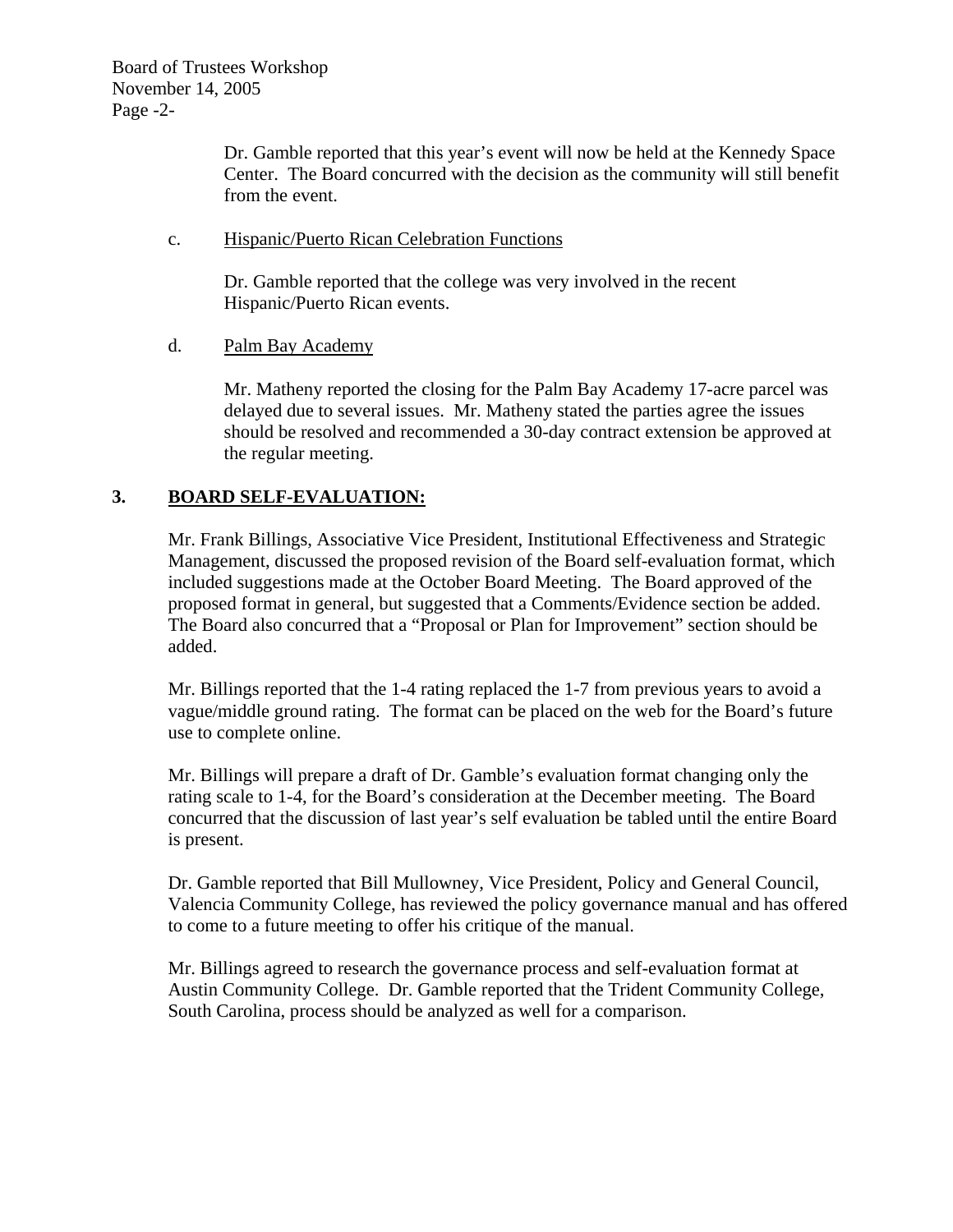Dr. Gamble reported that this year's event will now be held at the Kennedy Space Center. The Board concurred with the decision as the community will still benefit from the event.

c. Hispanic/Puerto Rican Celebration Functions

Dr. Gamble reported that the college was very involved in the recent Hispanic/Puerto Rican events.

d. Palm Bay Academy

Mr. Matheny reported the closing for the Palm Bay Academy 17-acre parcel was delayed due to several issues. Mr. Matheny stated the parties agree the issues should be resolved and recommended a 30-day contract extension be approved at the regular meeting.

## 3. BOARD SELF-EVALUATION:

Mr. Frank Billings, Associative Vice President, Institutional Effectiveness and Strategic Management, discussed the proposed revision of the Board self-evaluation format, which included suggestions made at the October Board Meeting. The Board approved of the proposed format in general, but suggested that a Comments/Evidence section be added. The Board also concurred that a "Proposal or Plan for Improvement" section should be added.

Mr. Billings reported that the 1-4 rating replaced the 1-7 from previous years to avoid a vague/middle ground rating. The format can be placed on the web for the Board's future use to complete online.

Mr. Billings will prepare a draft of Dr. Gamble's evaluation format changing only the rating scale to 1-4, for the Board's consideration at the December meeting. The Board concurred that the discussion of last year's self evaluation be tabled until the entire Board is present.

Dr. Gamble reported that Bill Mullowney, Vice President, Policy and General Council, Valencia Community College, has reviewed the policy governance manual and has offered to come to a future meeting to offer his critique of the manual.

Mr. Billings agreed to research the governance process and self-evaluation format at Austin Community College. Dr. Gamble reported that the Trident Community College, South Carolina, process should be analyzed as well for a comparison.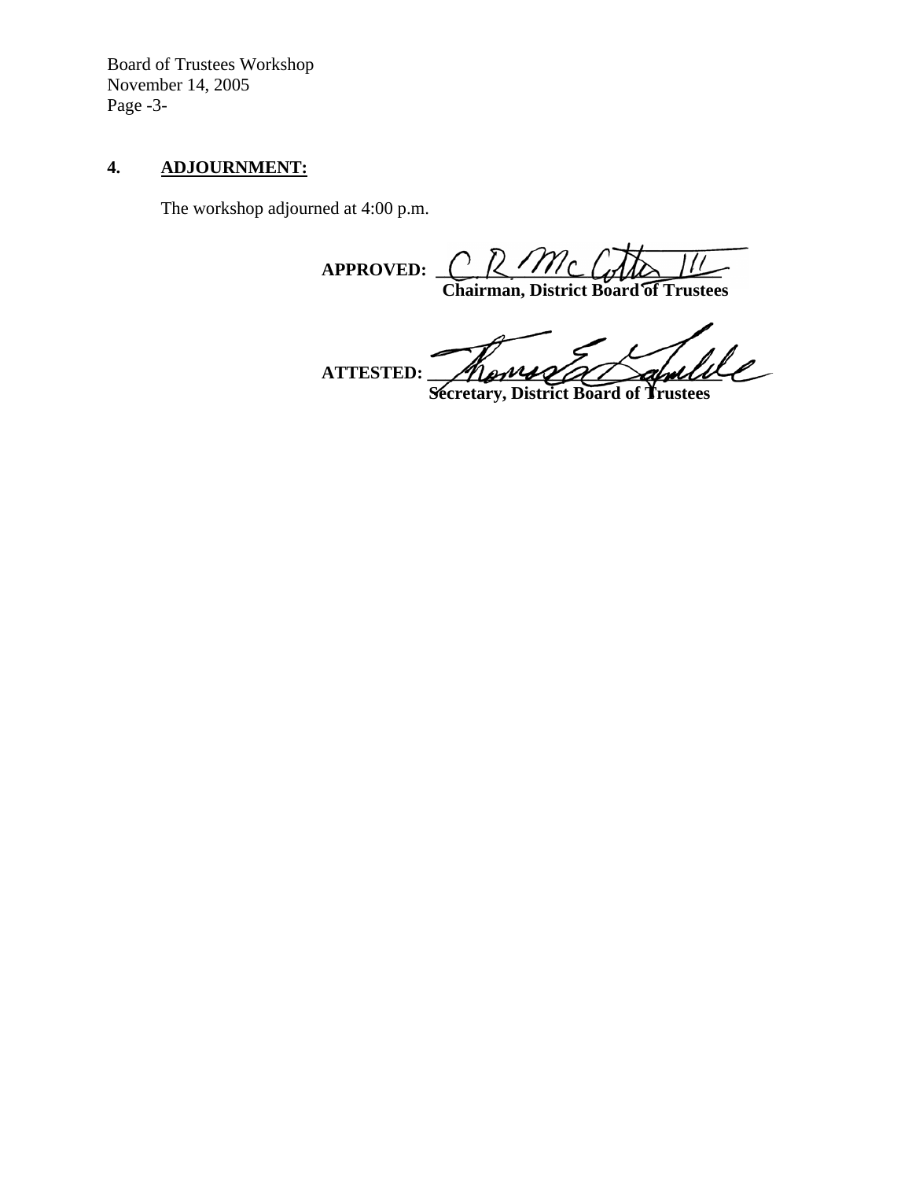## 4. ADJOURNMENT:

The workshop adjourned at 4:00 p.m.

**APPROVED:** C. R. McCotter III
**Chairman, District Board of Trustees**

**ATTESTED:** Thomas E. Lamblle
**Secretary, District Board of Trustees**